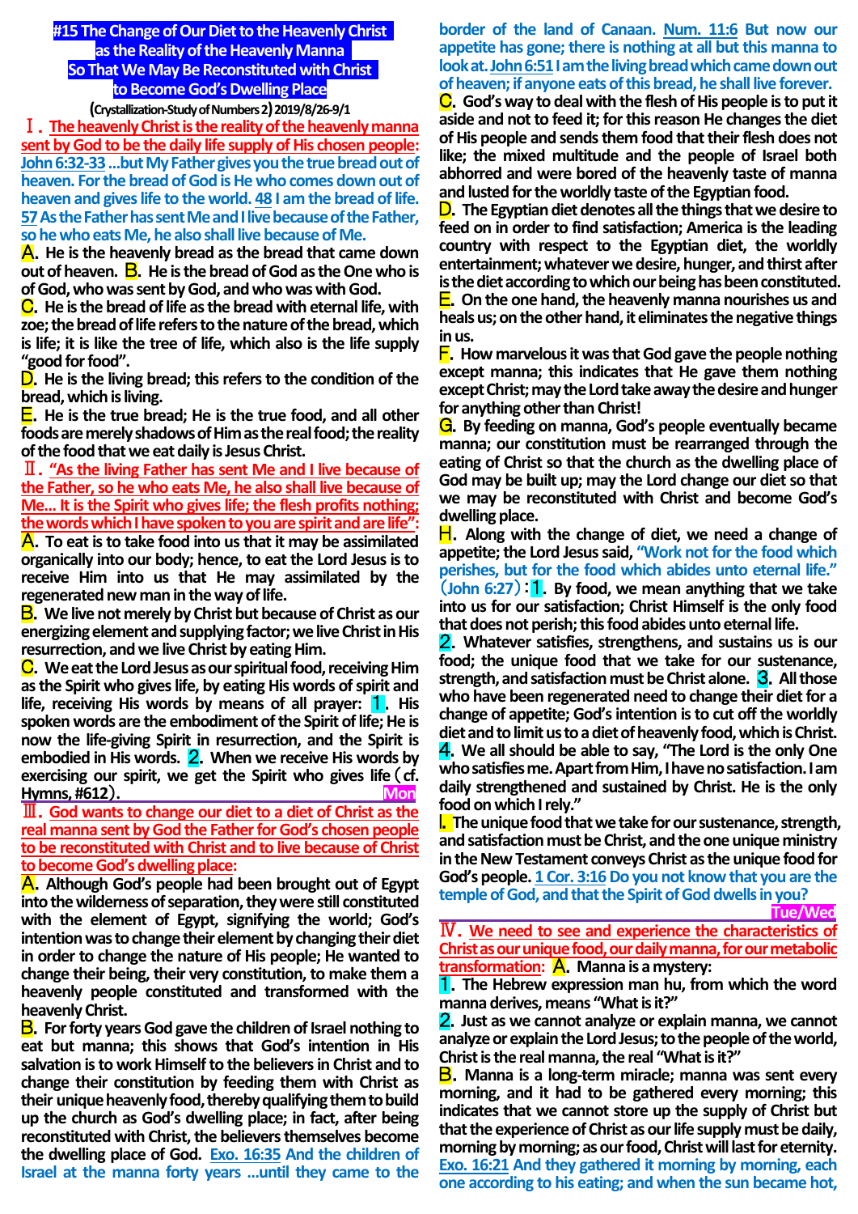# #15 The Change of Our Diet to the Heavenly Christ as the Reality of the Heavenly Manna So That We May Be Reconstituted with Christ to Become God's Dwelling Place

**(Crystallization-Study of Numbers 2) 2019/8/26-9/1**

**Ⅰ. The heavenly Christ is the reality of the heavenly manna sent by God to be the daily life supply of His chosen people:** John 6:32-33 ...but My Father gives you the true bread out of heaven. For the bread of God is He who comes down out of heaven and gives life to the world. 48 I am the bread of life. 57 As the Father has sent Me and I live because of the Father, so he who eats Me, he also shall live because of Me.

A. He is the heavenly bread as the bread that came down out of heaven. B. He is the bread of God as the One who is of God, who was sent by God, and who was with God.

C. He is the bread of life as the bread with eternal life, with zoe; the bread of life refers to the nature of the bread, which is life; it is like the tree of life, which also is the life supply "good for food".

D. He is the living bread; this refers to the condition of the bread, which is living.

E. He is the true bread; He is the true food, and all other foods are merely shadows of Him as the real food; the reality of the food that we eat daily is Jesus Christ.

**Ⅱ. "As the living Father has sent Me and I live because of the Father, so he who eats Me, he also shall live because of Me... It is the Spirit who gives life; the flesh profits nothing; the words which I have spoken to you are spirit and are life":**

A. To eat is to take food into us that it may be assimilated organically into our body; hence, to eat the Lord Jesus is to receive Him into us that He may assimilated by the regenerated new man in the way of life.

B. We live not merely by Christ but because of Christ as our energizing element and supplying factor; we live Christ in His resurrection, and we live Christ by eating Him.

C. We eat the Lord Jesus as our spiritual food, receiving Him as the Spirit who gives life, by eating His words of spirit and life, receiving His words by means of all prayer: 1. His spoken words are the embodiment of the Spirit of life; He is now the life-giving Spirit in resurrection, and the Spirit is embodied in His words. 2. When we receive His words by exercising our spirit, we get the Spirit who gives life (cf. Hymns, #612).

**Mon**

**Ⅲ. God wants to change our diet to a diet of Christ as the real manna sent by God the Father for God's chosen people to be reconstituted with Christ and to live because of Christ to become God's dwelling place:**

A. Although God's people had been brought out of Egypt into the wilderness of separation, they were still constituted with the element of Egypt, signifying the world; God's intention was to change their element by changing their diet in order to change the nature of His people; He wanted to change their being, their very constitution, to make them a heavenly people constituted and transformed with the heavenly Christ.

B. For forty years God gave the children of Israel nothing to eat but manna; this shows that God's intention in His salvation is to work Himself to the believers in Christ and to change their constitution by feeding them with Christ as their unique heavenly food, thereby qualifying them to build up the church as God's dwelling place; in fact, after being reconstituted with Christ, the believers themselves become the dwelling place of God. Exo. 16:35 And the children of Israel at the manna forty years ...until they came to the border of the land of Canaan. Num. 11:6 But now our appetite has gone; there is nothing at all but this manna to look at. John 6:51 I am the living bread which came down out of heaven; if anyone eats of this bread, he shall live forever.

C. God's way to deal with the flesh of His people is to put it aside and not to feed it; for this reason He changes the diet of His people and sends them food that their flesh does not like; the mixed multitude and the people of Israel both abhorred and were bored of the heavenly taste of manna and lusted for the worldly taste of the Egyptian food.

D. The Egyptian diet denotes all the things that we desire to feed on in order to find satisfaction; America is the leading country with respect to the Egyptian diet, the worldly entertainment; whatever we desire, hunger, and thirst after is the diet according to which our being has been constituted.

E. On the one hand, the heavenly manna nourishes us and heals us; on the other hand, it eliminates the negative things in us.

F. How marvelous it was that God gave the people nothing except manna; this indicates that He gave them nothing except Christ; may the Lord take away the desire and hunger for anything other than Christ!

G. By feeding on manna, God's people eventually became manna; our constitution must be rearranged through the eating of Christ so that the church as the dwelling place of God may be built up; may the Lord change our diet so that we may be reconstituted with Christ and become God's dwelling place.

H. Along with the change of diet, we need a change of appetite; the Lord Jesus said, "Work not for the food which perishes, but for the food which abides unto eternal life." (John 6:27): 1. By food, we mean anything that we take into us for our satisfaction; Christ Himself is the only food that does not perish; this food abides unto eternal life.

2. Whatever satisfies, strengthens, and sustains us is our food; the unique food that we take for our sustenance, strength, and satisfaction must be Christ alone. 3. All those who have been regenerated need to change their diet for a change of appetite; God's intention is to cut off the worldly diet and to limit us to a diet of heavenly food, which is Christ.

4. We all should be able to say, "The Lord is the only One who satisfies me. Apart from Him, I have no satisfaction. I am daily strengthened and sustained by Christ. He is the only food on which I rely."

I. The unique food that we take for our sustenance, strength, and satisfaction must be Christ, and the one unique ministry in the New Testament conveys Christ as the unique food for God's people. 1 Cor. 3:16 Do you not know that you are the temple of God, and that the Spirit of God dwells in you?

**Tue/Wed**

**Ⅳ. We need to see and experience the characteristics of Christ as our unique food, our daily manna, for our metabolic transformation:** A. Manna is a mystery:

1. The Hebrew expression man hu, from which the word manna derives, means "What is it?"

2. Just as we cannot analyze or explain manna, we cannot analyze or explain the Lord Jesus; to the people of the world, Christ is the real manna, the real "What is it?"

B. Manna is a long-term miracle; manna was sent every morning, and it had to be gathered every morning; this indicates that we cannot store up the supply of Christ but that the experience of Christ as our life supply must be daily, morning by morning; as our food, Christ will last for eternity. Exo. 16:21 And they gathered it morning by morning, each one according to his eating; and when the sun became hot,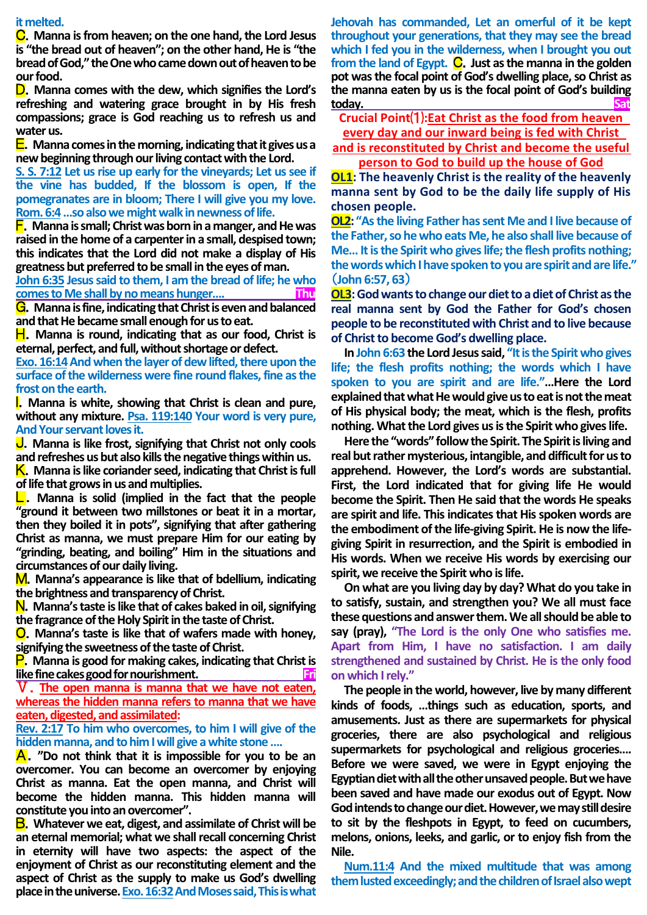it melted.

**C.** Manna is from heaven; on the one hand, the Lord Jesus is "the bread out of heaven"; on the other hand, He is "the bread of God," the One who came down out of heaven to be our food.

**D.** Manna comes with the dew, which signifies the Lord's refreshing and watering grace brought in by His fresh compassions; grace is God reaching us to refresh us and water us.

**E.** Manna comes in the morning, indicating that it gives us a new beginning through our living contact with the Lord.

**S. S. 7:12** Let us rise up early for the vineyards; Let us see if the vine has budded, If the blossom is open, If the pomegranates are in bloom; There I will give you my love.
**Rom. 6:4** …so also we might walk in newness of life.

**F.** Manna is small; Christ was born in a manger, and He was raised in the home of a carpenter in a small, despised town; this indicates that the Lord did not make a display of His greatness but preferred to be small in the eyes of man.

**John 6:35** Jesus said to them, I am the bread of life; he who comes to Me shall by no means hunger…. **Thu**

**G.** Manna is fine, indicating that Christ is even and balanced and that He became small enough for us to eat.

**H.** Manna is round, indicating that as our food, Christ is eternal, perfect, and full, without shortage or defect.

**Exo. 16:14** And when the layer of dew lifted, there upon the surface of the wilderness were fine round flakes, fine as the frost on the earth.

**I.** Manna is white, showing that Christ is clean and pure, without any mixture. **Psa. 119:140** Your word is very pure, And Your servant loves it.

**J.** Manna is like frost, signifying that Christ not only cools and refreshes us but also kills the negative things within us.

**K.** Manna is like coriander seed, indicating that Christ is full of life that grows in us and multiplies.

**L.** Manna is solid (implied in the fact that the people "ground it between two millstones or beat it in a mortar, then they boiled it in pots", signifying that after gathering Christ as manna, we must prepare Him for our eating by "grinding, beating, and boiling" Him in the situations and circumstances of our daily living.

**M.** Manna's appearance is like that of bdellium, indicating the brightness and transparency of Christ.

**N.** Manna's taste is like that of cakes baked in oil, signifying the fragrance of the Holy Spirit in the taste of Christ.

**O.** Manna's taste is like that of wafers made with honey, signifying the sweetness of the taste of Christ.

**P.** Manna is good for making cakes, indicating that Christ is like fine cakes good for nourishment. **Fri**

**Ⅴ. The open manna is manna that we have not eaten, whereas the hidden manna refers to manna that we have eaten, digested, and assimilated:**

**Rev. 2:17** To him who overcomes, to him I will give of the hidden manna, and to him I will give a white stone ….

**A.** "Do not think that it is impossible for you to be an overcomer. You can become an overcomer by enjoying Christ as manna. Eat the open manna, and Christ will become the hidden manna. This hidden manna will constitute you into an overcomer".

**B.** Whatever we eat, digest, and assimilate of Christ will be an eternal memorial; what we shall recall concerning Christ in eternity will have two aspects: the aspect of the enjoyment of Christ as our reconstituting element and the aspect of Christ as the supply to make us God's dwelling place in the universe. **Exo. 16:32** And Moses said, This is what Jehovah has commanded, Let an omerful of it be kept throughout your generations, that they may see the bread which I fed you in the wilderness, when I brought you out from the land of Egypt.

**C.** Just as the manna in the golden pot was the focal point of God's dwelling place, so Christ as the manna eaten by us is the focal point of God's building today. **Sat**

**Crucial Point⑴: Eat Christ as the food from heaven every day and our inward being is fed with Christ and is reconstituted by Christ and become the useful person to God to build up the house of God**

**OL1:** The heavenly Christ is the reality of the heavenly manna sent by God to be the daily life supply of His chosen people.

**OL2:** "As the living Father has sent Me and I live because of the Father, so he who eats Me, he also shall live because of Me… It is the Spirit who gives life; the flesh profits nothing; the words which I have spoken to you are spirit and are life." (John 6:57, 63)

**OL3:** God wants to change our diet to a diet of Christ as the real manna sent by God the Father for God's chosen people to be reconstituted with Christ and to live because of Christ to become God's dwelling place.

In John 6:63 the Lord Jesus said, "It is the Spirit who gives life; the flesh profits nothing; the words which I have spoken to you are spirit and are life."…Here the Lord explained that what He would give us to eat is not the meat of His physical body; the meat, which is the flesh, profits nothing. What the Lord gives us is the Spirit who gives life.

Here the "words" follow the Spirit. The Spirit is living and real but rather mysterious, intangible, and difficult for us to apprehend. However, the Lord's words are substantial. First, the Lord indicated that for giving life He would become the Spirit. Then He said that the words He speaks are spirit and life. This indicates that His spoken words are the embodiment of the life-giving Spirit. He is now the life-giving Spirit in resurrection, and the Spirit is embodied in His words. When we receive His words by exercising our spirit, we receive the Spirit who is life.

On what are you living day by day? What do you take in to satisfy, sustain, and strengthen you? We all must face these questions and answer them. We all should be able to say (pray), "The Lord is the only One who satisfies me. Apart from Him, I have no satisfaction. I am daily strengthened and sustained by Christ. He is the only food on which I rely."

The people in the world, however, live by many different kinds of foods, …things such as education, sports, and amusements. Just as there are supermarkets for physical groceries, there are also psychological and religious supermarkets for psychological and religious groceries…. Before we were saved, we were in Egypt enjoying the Egyptian diet with all the other unsaved people. But we have been saved and have made our exodus out of Egypt. Now God intends to change our diet. However, we may still desire to sit by the fleshpots in Egypt, to feed on cucumbers, melons, onions, leeks, and garlic, or to enjoy fish from the Nile.

**Num.11:4** And the mixed multitude that was among them lusted exceedingly; and the children of Israel also wept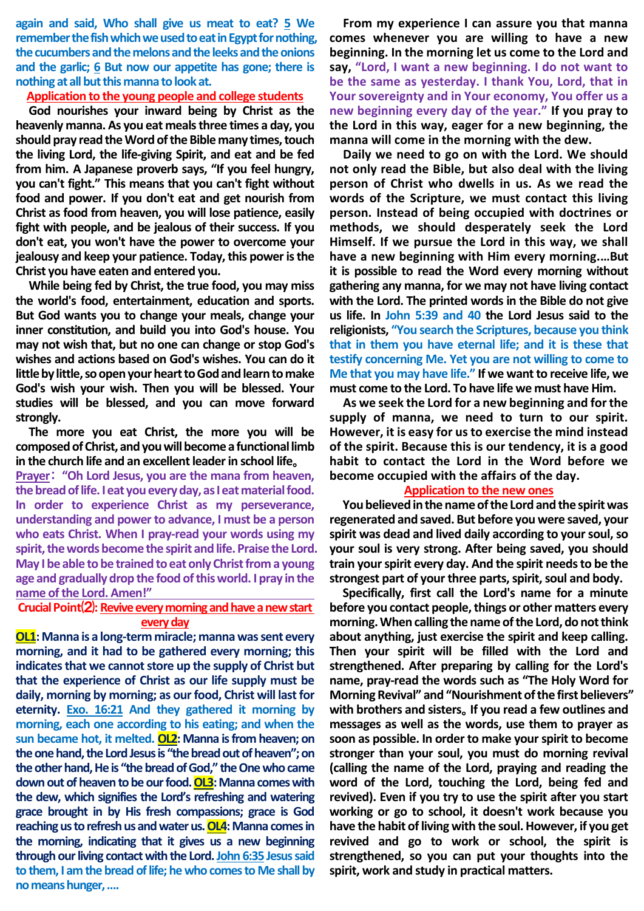again and said, Who shall give us meat to eat? 5 We remember the fish which we used to eat in Egypt for nothing, the cucumbers and the melons and the leeks and the onions and the garlic; 6 But now our appetite has gone; there is nothing at all but this manna to look at.

**Application to the young people and college students**

God nourishes your inward being by Christ as the heavenly manna. As you eat meals three times a day, you should pray read the Word of the Bible many times, touch the living Lord, the life-giving Spirit, and eat and be fed from him. A Japanese proverb says, "If you feel hungry, you can't fight." This means that you can't fight without food and power. If you don't eat and get nourish from Christ as food from heaven, you will lose patience, easily fight with people, and be jealous of their success. If you don't eat, you won't have the power to overcome your jealousy and keep your patience. Today, this power is the Christ you have eaten and entered you.

While being fed by Christ, the true food, you may miss the world's food, entertainment, education and sports. But God wants you to change your meals, change your inner constitution, and build you into God's house. You may not wish that, but no one can change or stop God's wishes and actions based on God's wishes. You can do it little by little, so open your heart to God and learn to make God's wish your wish. Then you will be blessed. Your studies will be blessed, and you can move forward strongly.

The more you eat Christ, the more you will be composed of Christ, and you will become a functional limb in the church life and an excellent leader in school life。

Prayer："Oh Lord Jesus, you are the mana from heaven, the bread of life. I eat you every day, as I eat material food. In order to experience Christ as my perseverance, understanding and power to advance, I must be a person who eats Christ. When I pray-read your words using my spirit, the words become the spirit and life. Praise the Lord. May I be able to be trained to eat only Christ from a young age and gradually drop the food of this world. I pray in the name of the Lord. Amen!"

**Crucial Point⑵: Revive every morning and have a new start every day**

**OL1**: Manna is a long-term miracle; manna was sent every morning, and it had to be gathered every morning; this indicates that we cannot store up the supply of Christ but that the experience of Christ as our life supply must be daily, morning by morning; as our food, Christ will last for eternity. Exo. 16:21 And they gathered it morning by morning, each one according to his eating; and when the sun became hot, it melted. **OL2**: Manna is from heaven; on the one hand, the Lord Jesus is "the bread out of heaven"; on the other hand, He is "the bread of God," the One who came down out of heaven to be our food. **OL3**: Manna comes with the dew, which signifies the Lord's refreshing and watering grace brought in by His fresh compassions; grace is God reaching us to refresh us and water us. **OL4**: Manna comes in the morning, indicating that it gives us a new beginning through our living contact with the Lord. John 6:35 Jesus said to them, I am the bread of life; he who comes to Me shall by no means hunger, ....

From my experience I can assure you that manna comes whenever you are willing to have a new beginning. In the morning let us come to the Lord and say, "Lord, I want a new beginning. I do not want to be the same as yesterday. I thank You, Lord, that in Your sovereignty and in Your economy, You offer us a new beginning every day of the year." If you pray to the Lord in this way, eager for a new beginning, the manna will come in the morning with the dew.

Daily we need to go on with the Lord. We should not only read the Bible, but also deal with the living person of Christ who dwells in us. As we read the words of the Scripture, we must contact this living person. Instead of being occupied with doctrines or methods, we should desperately seek the Lord Himself. If we pursue the Lord in this way, we shall have a new beginning with Him every morning....But it is possible to read the Word every morning without gathering any manna, for we may not have living contact with the Lord. The printed words in the Bible do not give us life. In John 5:39 and 40 the Lord Jesus said to the religionists, "You search the Scriptures, because you think that in them you have eternal life; and it is these that testify concerning Me. Yet you are not willing to come to Me that you may have life." If we want to receive life, we must come to the Lord. To have life we must have Him.

As we seek the Lord for a new beginning and for the supply of manna, we need to turn to our spirit. However, it is easy for us to exercise the mind instead of the spirit. Because this is our tendency, it is a good habit to contact the Lord in the Word before we become occupied with the affairs of the day.

**Application to the new ones**

You believed in the name of the Lord and the spirit was regenerated and saved. But before you were saved, your spirit was dead and lived daily according to your soul, so your soul is very strong. After being saved, you should train your spirit every day. And the spirit needs to be the strongest part of your three parts, spirit, soul and body.

Specifically, first call the Lord's name for a minute before you contact people, things or other matters every morning. When calling the name of the Lord, do not think about anything, just exercise the spirit and keep calling. Then your spirit will be filled with the Lord and strengthened. After preparing by calling for the Lord's name, pray-read the words such as "The Holy Word for Morning Revival" and "Nourishment of the first believers" with brothers and sisters。If you read a few outlines and messages as well as the words, use them to prayer as soon as possible. In order to make your spirit to become stronger than your soul, you must do morning revival (calling the name of the Lord, praying and reading the word of the Lord, touching the Lord, being fed and revived). Even if you try to use the spirit after you start working or go to school, it doesn't work because you have the habit of living with the soul. However, if you get revived and go to work or school, the spirit is strengthened, so you can put your thoughts into the spirit, work and study in practical matters.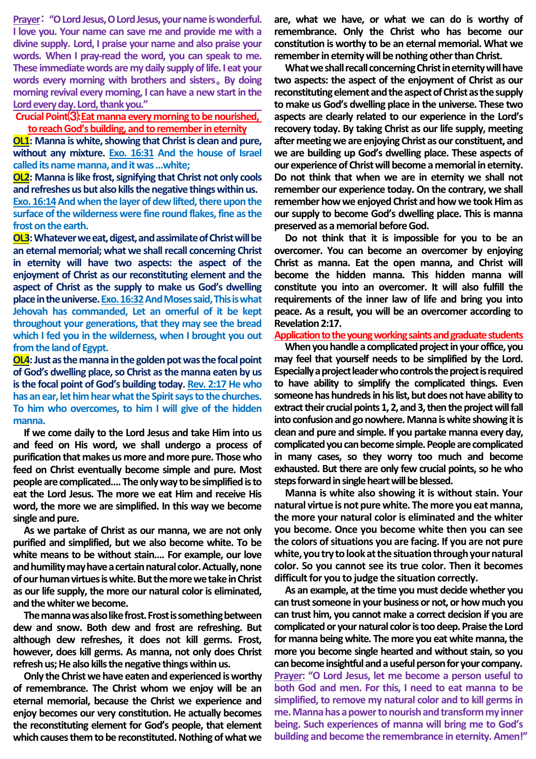**Prayer**: **"O Lord Jesus, O Lord Jesus, your name is wonderful. I love you. Your name can save me and provide me with a divine supply. Lord, I praise your name and also praise your words. When I pray-read the word, you can speak to me. These immediate words are my daily supply of life. I eat your words every morning with brothers and sisters。By doing morning revival every morning, I can have a new start in the Lord every day. Lord, thank you."**

## Crucial Point⑶:Eat manna every morning to be nourished, to reach God's building, and to remember in eternity

**OL1**: **Manna is white, showing that Christ is clean and pure, without any mixture.** Exo. 16:31 And the house of Israel called its name manna, and it was …white;

**OL2**: **Manna is like frost, signifying that Christ not only cools and refreshes us but also kills the negative things within us.** Exo. 16:14 And when the layer of dew lifted, there upon the surface of the wilderness were fine round flakes, fine as the frost on the earth.

**OL3**: **Whatever we eat, digest, and assimilate of Christ will be an eternal memorial; what we shall recall concerning Christ in eternity will have two aspects: the aspect of the enjoyment of Christ as our reconstituting element and the aspect of Christ as the supply to make us God's dwelling place in the universe.** Exo. 16:32 And Moses said, This is what Jehovah has commanded, Let an omerful of it be kept throughout your generations, that they may see the bread which I fed you in the wilderness, when I brought you out from the land of Egypt.

**OL4**: **Just as the manna in the golden pot was the focal point of God's dwelling place, so Christ as the manna eaten by us is the focal point of God's building today.** Rev. 2:17 He who has an ear, let him hear what the Spirit says to the churches. To him who overcomes, to him I will give of the hidden manna.

If we come daily to the Lord Jesus and take Him into us and feed on His word, we shall undergo a process of purification that makes us more and more pure. Those who feed on Christ eventually become simple and pure. Most people are complicated.... The only way to be simplified is to eat the Lord Jesus. The more we eat Him and receive His word, the more we are simplified. In this way we become single and pure.

As we partake of Christ as our manna, we are not only purified and simplified, but we also become white. To be white means to be without stain.... For example, our love and humility may have a certain natural color. Actually, none of our human virtues is white. But the more we take in Christ as our life supply, the more our natural color is eliminated, and the whiter we become.

The manna was also like frost. Frost is something between dew and snow. Both dew and frost are refreshing. But although dew refreshes, it does not kill germs. Frost, however, does kill germs. As manna, not only does Christ refresh us; He also kills the negative things within us.

Only the Christ we have eaten and experienced is worthy of remembrance. The Christ whom we enjoy will be an eternal memorial, because the Christ we experience and enjoy becomes our very constitution. He actually becomes the reconstituting element for God's people, that element which causes them to be reconstituted. Nothing of what we are, what we have, or what we can do is worthy of remembrance. Only the Christ who has become our constitution is worthy to be an eternal memorial. What we remember in eternity will be nothing other than Christ.

What we shall recall concerning Christ in eternity will have two aspects: the aspect of the enjoyment of Christ as our reconstituting element and the aspect of Christ as the supply to make us God's dwelling place in the universe. These two aspects are clearly related to our experience in the Lord's recovery today. By taking Christ as our life supply, meeting after meeting we are enjoying Christ as our constituent, and we are building up God's dwelling place. These aspects of our experience of Christ will become a memorial in eternity. Do not think that when we are in eternity we shall not remember our experience today. On the contrary, we shall remember how we enjoyed Christ and how we took Him as our supply to become God's dwelling place. This is manna preserved as a memorial before God.

Do not think that it is impossible for you to be an overcomer. You can become an overcomer by enjoying Christ as manna. Eat the open manna, and Christ will become the hidden manna. This hidden manna will constitute you into an overcomer. It will also fulfill the requirements of the inner law of life and bring you into peace. As a result, you will be an overcomer according to Revelation 2:17.

### Application to the young working saints and graduate students

When you handle a complicated project in your office, you may feel that yourself needs to be simplified by the Lord. Especially a project leader who controls the project is required to have ability to simplify the complicated things. Even someone has hundreds in his list, but does not have ability to extract their crucial points 1, 2, and 3, then the project will fall into confusion and go nowhere. Manna is white showing it is clean and pure and simple. If you partake manna every day, complicated you can become simple. People are complicated in many cases, so they worry too much and become exhausted. But there are only few crucial points, so he who steps forward in single heart will be blessed.

Manna is white also showing it is without stain. Your natural virtue is not pure white. The more you eat manna, the more your natural color is eliminated and the whiter you become. Once you become white then you can see the colors of situations you are facing. If you are not pure white, you try to look at the situation through your natural color. So you cannot see its true color. Then it becomes difficult for you to judge the situation correctly.

As an example, at the time you must decide whether you can trust someone in your business or not, or how much you can trust him, you cannot make a correct decision if you are complicated or your natural color is too deep. Praise the Lord for manna being white. The more you eat white manna, the more you become single hearted and without stain, so you can become insightful and a useful person for your company.

**Prayer**: **"O Lord Jesus, let me become a person useful to both God and men. For this, I need to eat manna to be simplified, to remove my natural color and to kill germs in me. Manna has a power to nourish and transform my inner being. Such experiences of manna will bring me to God's building and become the remembrance in eternity. Amen!"**